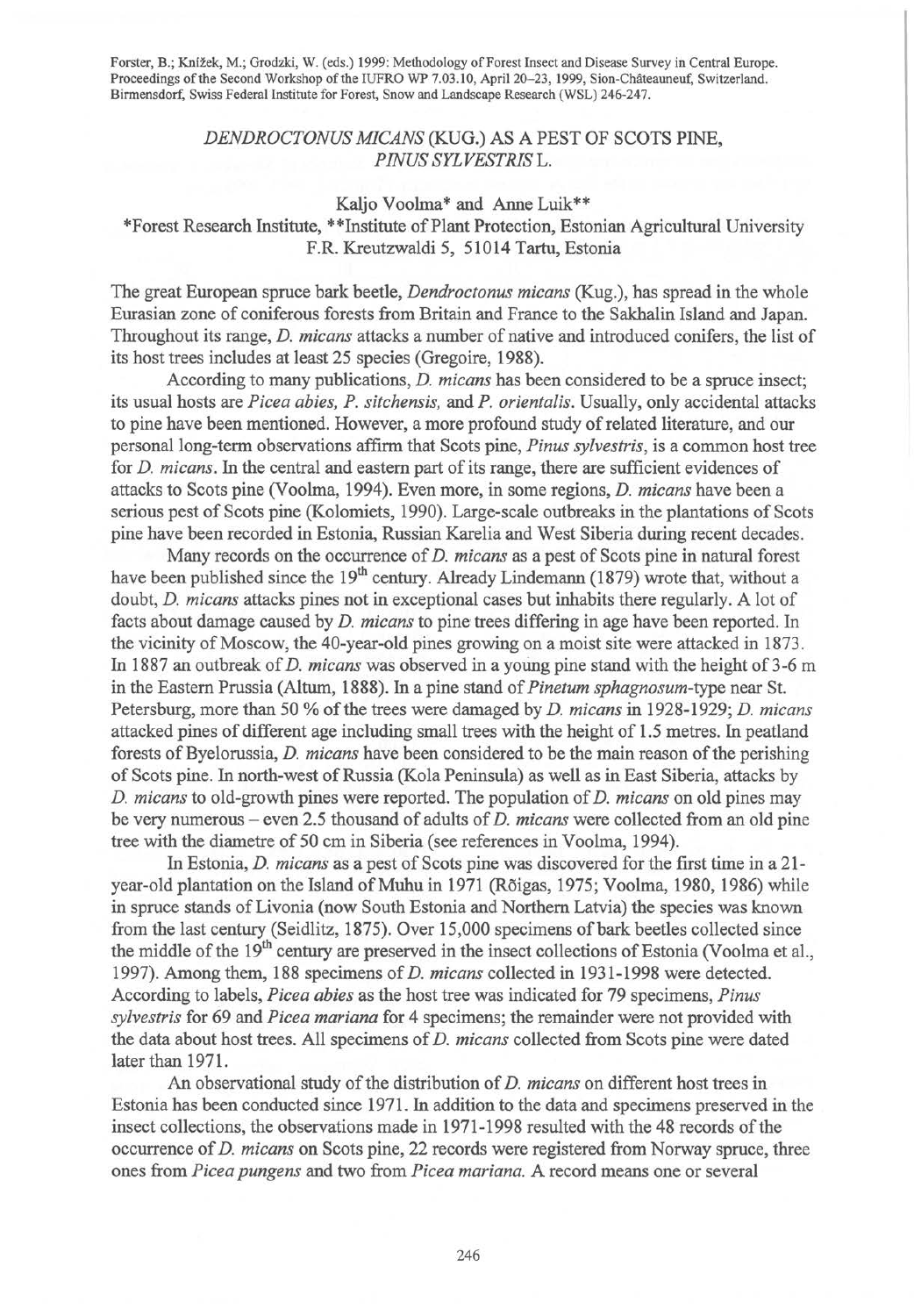Forster, B.; Knížek, M.; Grodzki, W. (eds.) 1999: Methodology of Forest Insect and Disease Survey in Central Europe. Proceedings of the Second Workshop of the IUFRO WP 7.03.10, April 20–23, 1999, Sion-Châteauneuf, Switzerland. Birmensdorf, Swiss Federal Institute for Forest, Snow and Landscape Research (WSL) 246-247.

# *DENDROCTONUS MICANS* (KUG.) AS A PEST OF SCOTS PINE, *PINUS SYLVESTRIS* L.

Kaljo Voolma* and Anne Luik**

*Forest Research Institute, **Institute of Plant Protection, Estonian Agricultural University
F.R. Kreutzwaldi 5, 51014 Tartu, Estonia

The great European spruce bark beetle, *Dendroctonus micans* (Kug.), has spread in the whole Eurasian zone of coniferous forests from Britain and France to the Sakhalin Island and Japan. Throughout its range, *D. micans* attacks a number of native and introduced conifers, the list of its host trees includes at least 25 species (Gregoire, 1988).

According to many publications, *D. micans* has been considered to be a spruce insect; its usual hosts are *Picea abies, P. sitchensis,* and *P. orientalis*. Usually, only accidental attacks to pine have been mentioned. However, a more profound study of related literature, and our personal long-term observations affirm that Scots pine, *Pinus sylvestris*, is a common host tree for *D. micans*. In the central and eastern part of its range, there are sufficient evidences of attacks to Scots pine (Voolma, 1994). Even more, in some regions, *D. micans* have been a serious pest of Scots pine (Kolomiets, 1990). Large-scale outbreaks in the plantations of Scots pine have been recorded in Estonia, Russian Karelia and West Siberia during recent decades.

Many records on the occurrence of *D. micans* as a pest of Scots pine in natural forest have been published since the 19th century. Already Lindemann (1879) wrote that, without a doubt, *D. micans* attacks pines not in exceptional cases but inhabits there regularly. A lot of facts about damage caused by *D. micans* to pine trees differing in age have been reported. In the vicinity of Moscow, the 40-year-old pines growing on a moist site were attacked in 1873. In 1887 an outbreak of *D. micans* was observed in a young pine stand with the height of 3-6 m in the Eastern Prussia (Altum, 1888). In a pine stand of *Pinetum sphagnosum*-type near St. Petersburg, more than 50 % of the trees were damaged by *D. micans* in 1928-1929; *D. micans* attacked pines of different age including small trees with the height of 1.5 metres. In peatland forests of Byelorussia, *D. micans* have been considered to be the main reason of the perishing of Scots pine. In north-west of Russia (Kola Peninsula) as well as in East Siberia, attacks by *D. micans* to old-growth pines were reported. The population of *D. micans* on old pines may be very numerous – even 2.5 thousand of adults of *D. micans* were collected from an old pine tree with the diametre of 50 cm in Siberia (see references in Voolma, 1994).

In Estonia, *D. micans* as a pest of Scots pine was discovered for the first time in a 21-year-old plantation on the Island of Muhu in 1971 (Rõigas, 1975; Voolma, 1980, 1986) while in spruce stands of Livonia (now South Estonia and Northern Latvia) the species was known from the last century (Seidlitz, 1875). Over 15,000 specimens of bark beetles collected since the middle of the 19th century are preserved in the insect collections of Estonia (Voolma et al., 1997). Among them, 188 specimens of *D. micans* collected in 1931-1998 were detected. According to labels, *Picea abies* as the host tree was indicated for 79 specimens, *Pinus sylvestris* for 69 and *Picea mariana* for 4 specimens; the remainder were not provided with the data about host trees. All specimens of *D. micans* collected from Scots pine were dated later than 1971.

An observational study of the distribution of *D. micans* on different host trees in Estonia has been conducted since 1971. In addition to the data and specimens preserved in the insect collections, the observations made in 1971-1998 resulted with the 48 records of the occurrence of *D. micans* on Scots pine, 22 records were registered from Norway spruce, three ones from *Picea pungens* and two from *Picea mariana*. A record means one or several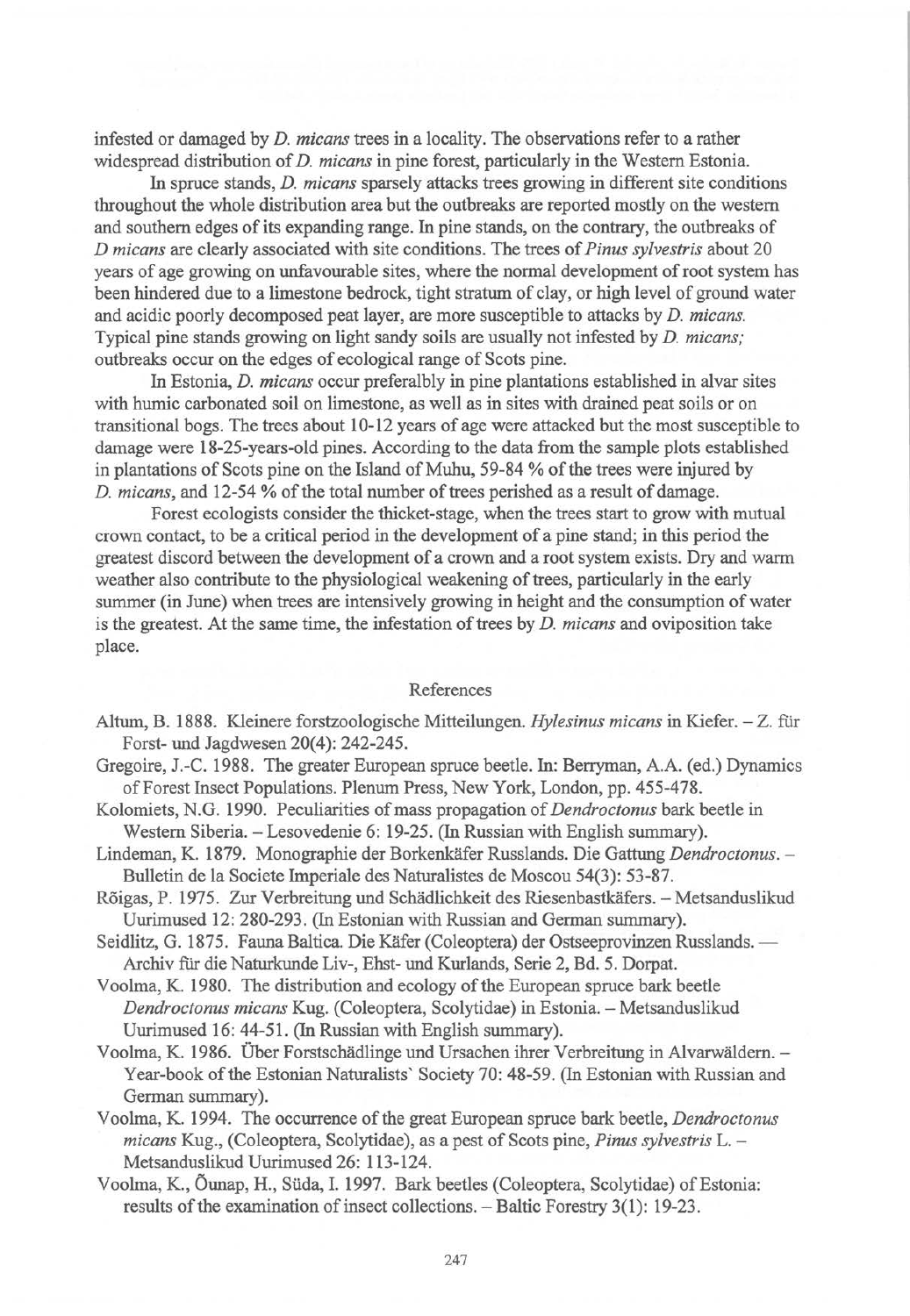infested or damaged by *D. micans* trees in a locality. The observations refer to a rather widespread distribution of *D. micans* in pine forest, particularly in the Western Estonia.

In spruce stands, *D. micans* sparsely attacks trees growing in different site conditions throughout the whole distribution area but the outbreaks are reported mostly on the western and southern edges of its expanding range. In pine stands, on the contrary, the outbreaks of *D micans* are clearly associated with site conditions. The trees of *Pinus sylvestris* about 20 years of age growing on unfavourable sites, where the normal development of root system has been hindered due to a limestone bedrock, tight stratum of clay, or high level of ground water and acidic poorly decomposed peat layer, are more susceptible to attacks by *D. micans*. Typical pine stands growing on light sandy soils are usually not infested by *D. micans;* outbreaks occur on the edges of ecological range of Scots pine.

In Estonia, *D. micans* occur preferalbly in pine plantations established in alvar sites with humic carbonated soil on limestone, as well as in sites with drained peat soils or on transitional bogs. The trees about 10-12 years of age were attacked but the most susceptible to damage were 18-25-years-old pines. According to the data from the sample plots established in plantations of Scots pine on the Island of Muhu, 59-84 % of the trees were injured by *D. micans*, and 12-54 % of the total number of trees perished as a result of damage.

Forest ecologists consider the thicket-stage, when the trees start to grow with mutual crown contact, to be a critical period in the development of a pine stand; in this period the greatest discord between the development of a crown and a root system exists. Dry and warm weather also contribute to the physiological weakening of trees, particularly in the early summer (in June) when trees are intensively growing in height and the consumption of water is the greatest. At the same time, the infestation of trees by *D. micans* and oviposition take place.

## References

Altum, B. 1888. Kleinere forstzoologische Mitteilungen. *Hylesinus micans* in Kiefer. – Z. für Forst- und Jagdwesen 20(4): 242-245.

Gregoire, J.-C. 1988. The greater European spruce beetle. In: Berryman, A.A. (ed.) Dynamics of Forest Insect Populations. Plenum Press, New York, London, pp. 455-478.

Kolomiets, N.G. 1990. Peculiarities of mass propagation of *Dendroctonus* bark beetle in Western Siberia. – Lesovedenie 6: 19-25. (In Russian with English summary).

Lindeman, K. 1879. Monographie der Borkenkäfer Russlands. Die Gattung *Dendroctonus*. – Bulletin de la Societe Imperiale des Naturalistes de Moscou 54(3): 53-87.

Rõigas, P. 1975. Zur Verbreitung und Schädlichkeit des Riesenbastkäfers. – Metsanduslikud Uurimused 12: 280-293. (In Estonian with Russian and German summary).

Seidlitz, G. 1875. Fauna Baltica. Die Käfer (Coleoptera) der Ostseeprovinzen Russlands. — Archiv für die Naturkunde Liv-, Ehst- und Kurlands, Serie 2, Bd. 5. Dorpat.

Voolma, K. 1980. The distribution and ecology of the European spruce bark beetle *Dendroctonus micans* Kug. (Coleoptera, Scolytidae) in Estonia. – Metsanduslikud Uurimused 16: 44-51. (In Russian with English summary).

Voolma, K. 1986. Über Forstschädlinge und Ursachen ihrer Verbreitung in Alvarwäldern. – Year-book of the Estonian Naturalists' Society 70: 48-59. (In Estonian with Russian and German summary).

Voolma, K. 1994. The occurrence of the great European spruce bark beetle, *Dendroctonus micans* Kug., (Coleoptera, Scolytidae), as a pest of Scots pine, *Pinus sylvestris* L. – Metsanduslikud Uurimused 26: 113-124.

Voolma, K., Õunap, H., Süda, I. 1997. Bark beetles (Coleoptera, Scolytidae) of Estonia: results of the examination of insect collections. – Baltic Forestry 3(1): 19-23.